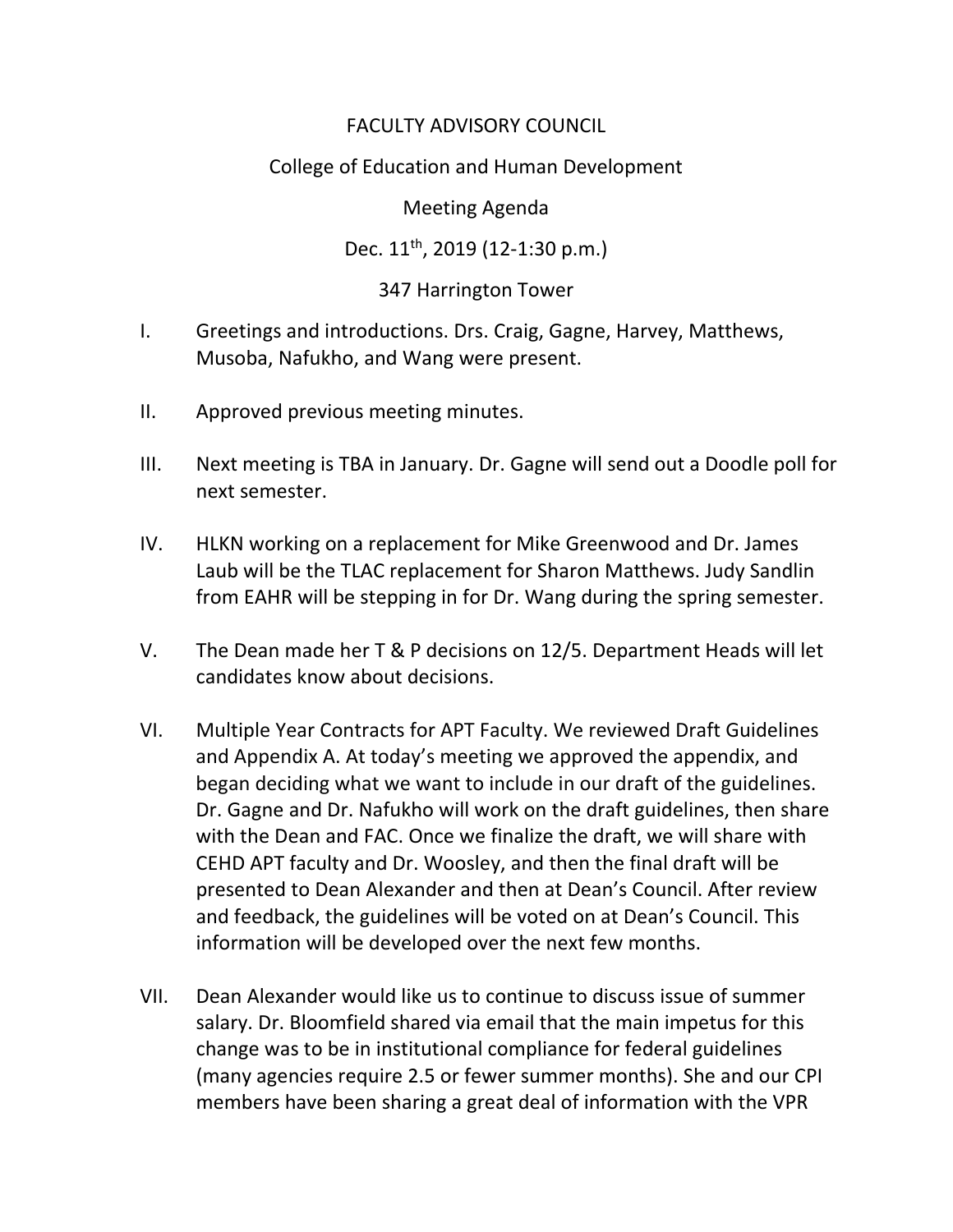FACULTY ADVISORY COUNCIL

College of Education and Human Development

Meeting Agenda

Dec. 11th, 2019 (12-1:30 p.m.)

347 Harrington Tower

I. Greetings and introductions. Drs. Craig, Gagne, Harvey, Matthews, Musoba, Nafukho, and Wang were present.

II. Approved previous meeting minutes.

III. Next meeting is TBA in January. Dr. Gagne will send out a Doodle poll for next semester.

IV. HLKN working on a replacement for Mike Greenwood and Dr. James Laub will be the TLAC replacement for Sharon Matthews. Judy Sandlin from EAHR will be stepping in for Dr. Wang during the spring semester.

V. The Dean made her T & P decisions on 12/5. Department Heads will let candidates know about decisions.

VI. Multiple Year Contracts for APT Faculty. We reviewed Draft Guidelines and Appendix A. At today's meeting we approved the appendix, and began deciding what we want to include in our draft of the guidelines. Dr. Gagne and Dr. Nafukho will work on the draft guidelines, then share with the Dean and FAC. Once we finalize the draft, we will share with CEHD APT faculty and Dr. Woosley, and then the final draft will be presented to Dean Alexander and then at Dean's Council. After review and feedback, the guidelines will be voted on at Dean's Council. This information will be developed over the next few months.

VII. Dean Alexander would like us to continue to discuss issue of summer salary. Dr. Bloomfield shared via email that the main impetus for this change was to be in institutional compliance for federal guidelines (many agencies require 2.5 or fewer summer months). She and our CPI members have been sharing a great deal of information with the VPR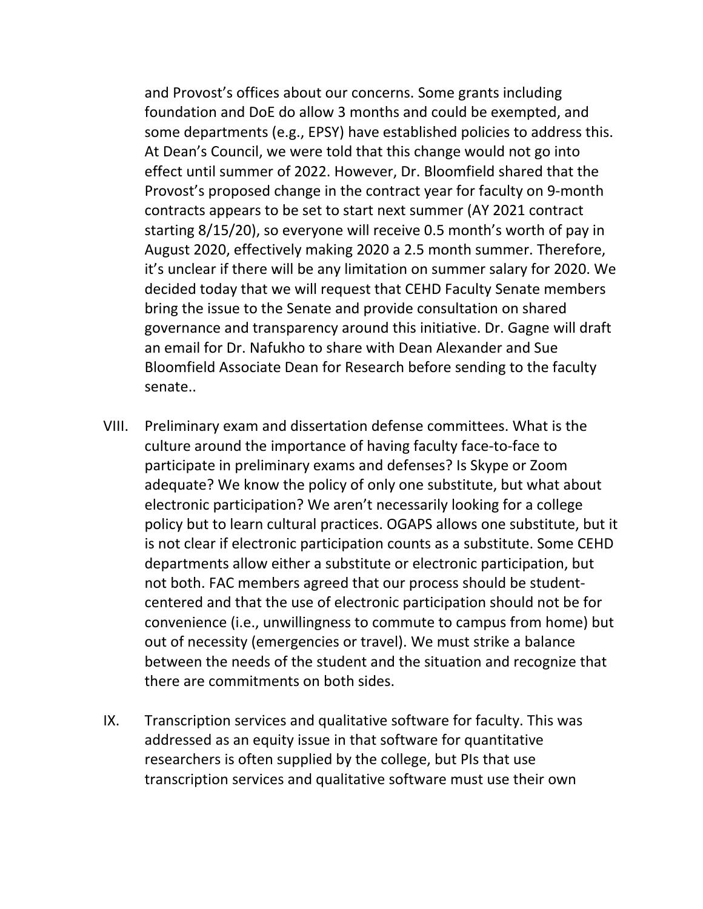and Provost's offices about our concerns. Some grants including foundation and DoE do allow 3 months and could be exempted, and some departments (e.g., EPSY) have established policies to address this. At Dean's Council, we were told that this change would not go into effect until summer of 2022. However, Dr. Bloomfield shared that the Provost's proposed change in the contract year for faculty on 9-month contracts appears to be set to start next summer (AY 2021 contract starting 8/15/20), so everyone will receive 0.5 month's worth of pay in August 2020, effectively making 2020 a 2.5 month summer. Therefore, it's unclear if there will be any limitation on summer salary for 2020. We decided today that we will request that CEHD Faculty Senate members bring the issue to the Senate and provide consultation on shared governance and transparency around this initiative. Dr. Gagne will draft an email for Dr. Nafukho to share with Dean Alexander and Sue Bloomfield Associate Dean for Research before sending to the faculty senate..

VIII. Preliminary exam and dissertation defense committees. What is the culture around the importance of having faculty face-to-face to participate in preliminary exams and defenses? Is Skype or Zoom adequate? We know the policy of only one substitute, but what about electronic participation? We aren't necessarily looking for a college policy but to learn cultural practices. OGAPS allows one substitute, but it is not clear if electronic participation counts as a substitute. Some CEHD departments allow either a substitute or electronic participation, but not both. FAC members agreed that our process should be student-centered and that the use of electronic participation should not be for convenience (i.e., unwillingness to commute to campus from home) but out of necessity (emergencies or travel). We must strike a balance between the needs of the student and the situation and recognize that there are commitments on both sides.

IX. Transcription services and qualitative software for faculty. This was addressed as an equity issue in that software for quantitative researchers is often supplied by the college, but PIs that use transcription services and qualitative software must use their own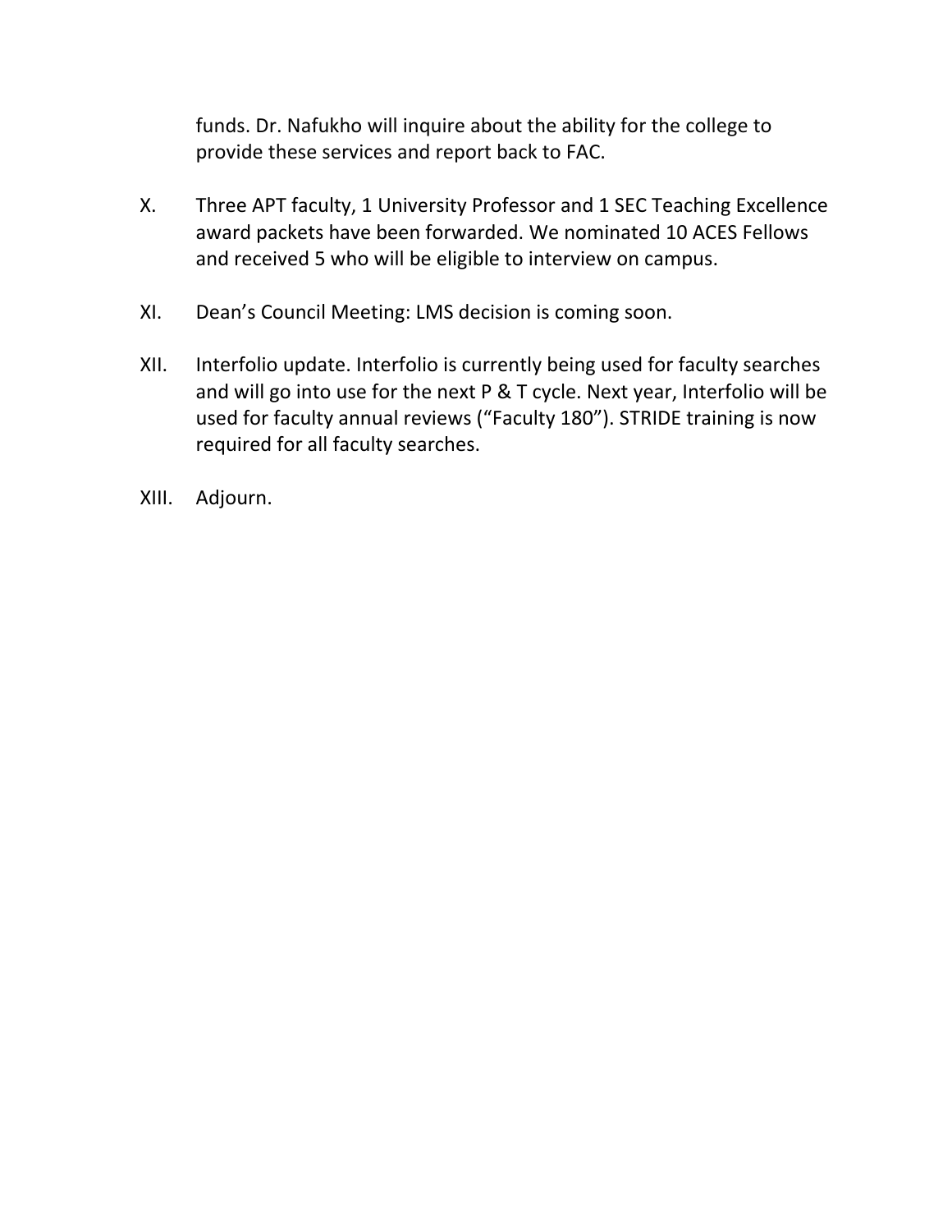funds. Dr. Nafukho will inquire about the ability for the college to provide these services and report back to FAC.

X. Three APT faculty, 1 University Professor and 1 SEC Teaching Excellence award packets have been forwarded. We nominated 10 ACES Fellows and received 5 who will be eligible to interview on campus.

XI. Dean's Council Meeting: LMS decision is coming soon.

XII. Interfolio update. Interfolio is currently being used for faculty searches and will go into use for the next P & T cycle. Next year, Interfolio will be used for faculty annual reviews ("Faculty 180"). STRIDE training is now required for all faculty searches.

XIII. Adjourn.